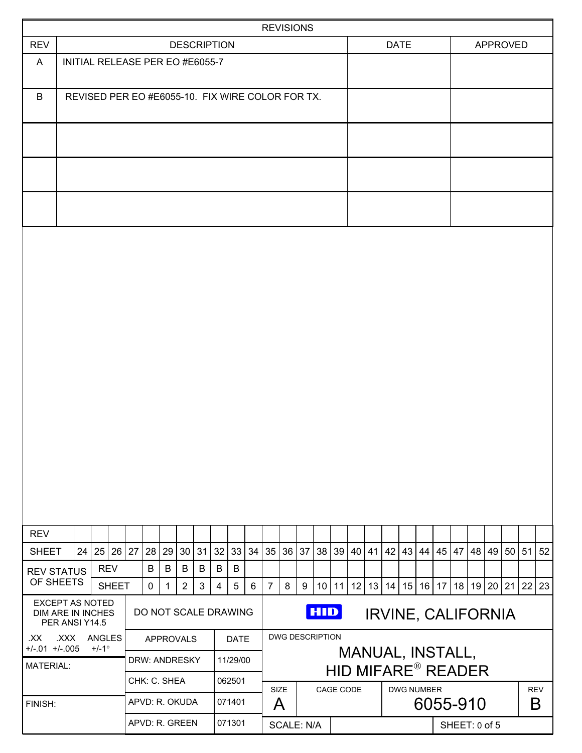## REVISIONS

| REV | DESCRIPTION | DATE | APPROVED |
|---|---|---|---|
| A | INITIAL RELEASE PER EO #E6055-7 | | |
| B | REVISED PER EO #E6055-10. FIX WIRE COLOR FOR TX. | | |
| | | | |
| | | | |
| | | | |

| REV | | | | | | | | | | | | | | | | | | | | | | | | | | | |
|---|---|---|---|---|---|---|---|---|---|---|---|---|---|---|---|---|---|---|---|---|---|---|---|---|---|---|---|
| SHEET | 24 | 25 | 26 | 27 | 28 | 29 | 30 | 31 | 32 | 33 | 34 | 35 | 36 | 37 | 38 | 39 | 40 | 41 | 42 | 43 | 44 | 45 | 47 | 48 | 49 | 50 | 51 | 52 |
| REV STATUS OF SHEETS | REV | | | B | B | B | B | B | B | | | | | | | | | | | | | | | | | | |
| | SHEET | | | 0 | 1 | 2 | 3 | 4 | 5 | 6 | 7 | 8 | 9 | 10 | 11 | 12 | 13 | 14 | 15 | 16 | 17 | 18 | 19 | 20 | 21 | 22 | 23 |

| EXCEPT AS NOTED DIM ARE IN INCHES PER ANSI Y14.5 | DO NOT SCALE DRAWING | | HID IRVINE, CALIFORNIA |
|---|---|---|---|
| .XX +/-.01 .XXX +/-.005 ANGLES +/-1° | APPROVALS | DATE | DWG DESCRIPTION: MANUAL, INSTALL, HID MIFARE® READER |
| MATERIAL: | DRW: ANDRESKY | 11/29/00 | |
| | CHK: C. SHEA | 062501 | SIZE: A / CAGE CODE: / DWG NUMBER: 6055-910 / REV: B |
| FINISH: | APVD: R. OKUDA | 071401 | |
| | APVD: R. GREEN | 071301 | SCALE: N/A / SHEET: 0 of 5 |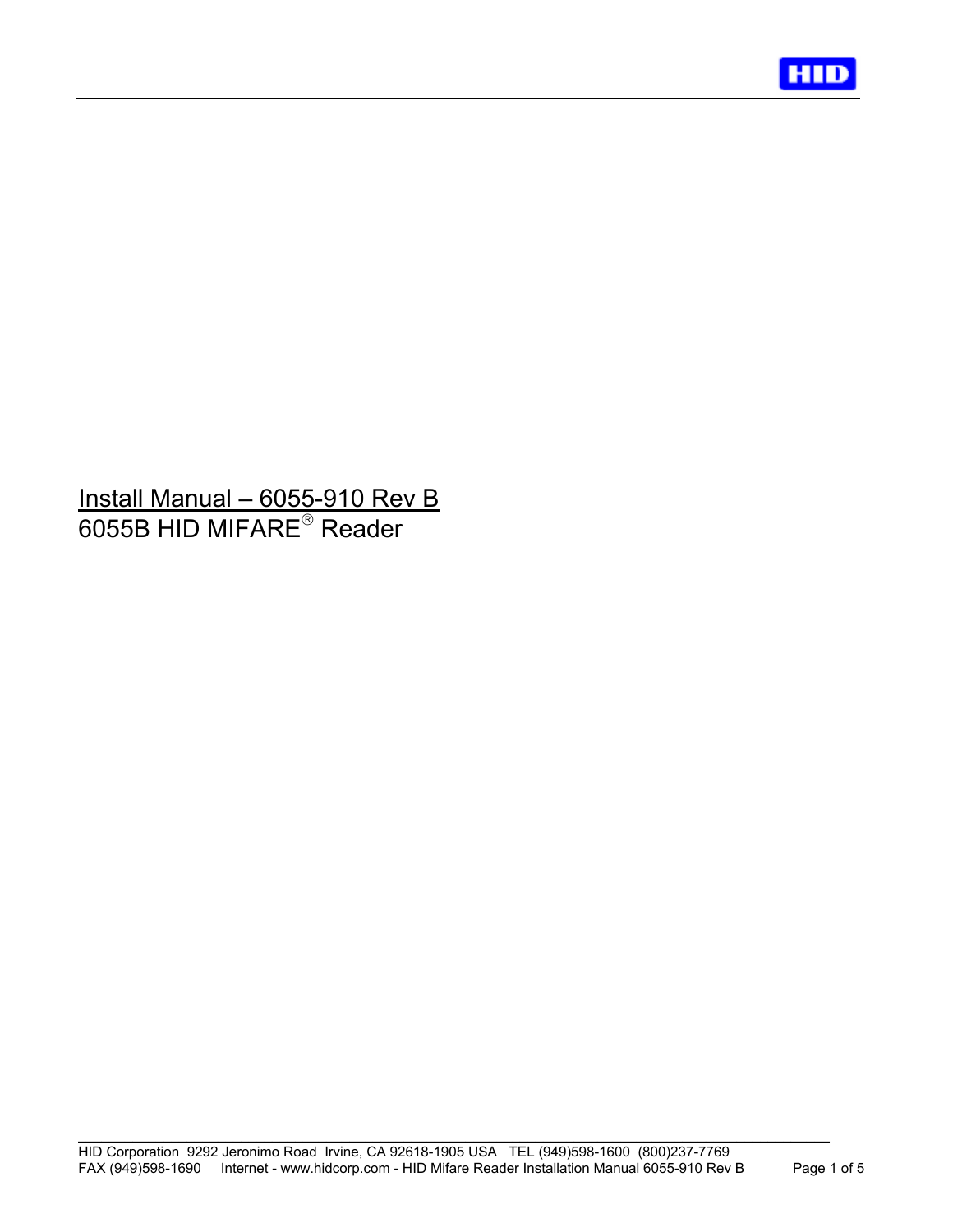Install Manual – 6055-910 Rev B

6055B HID MIFARE® Reader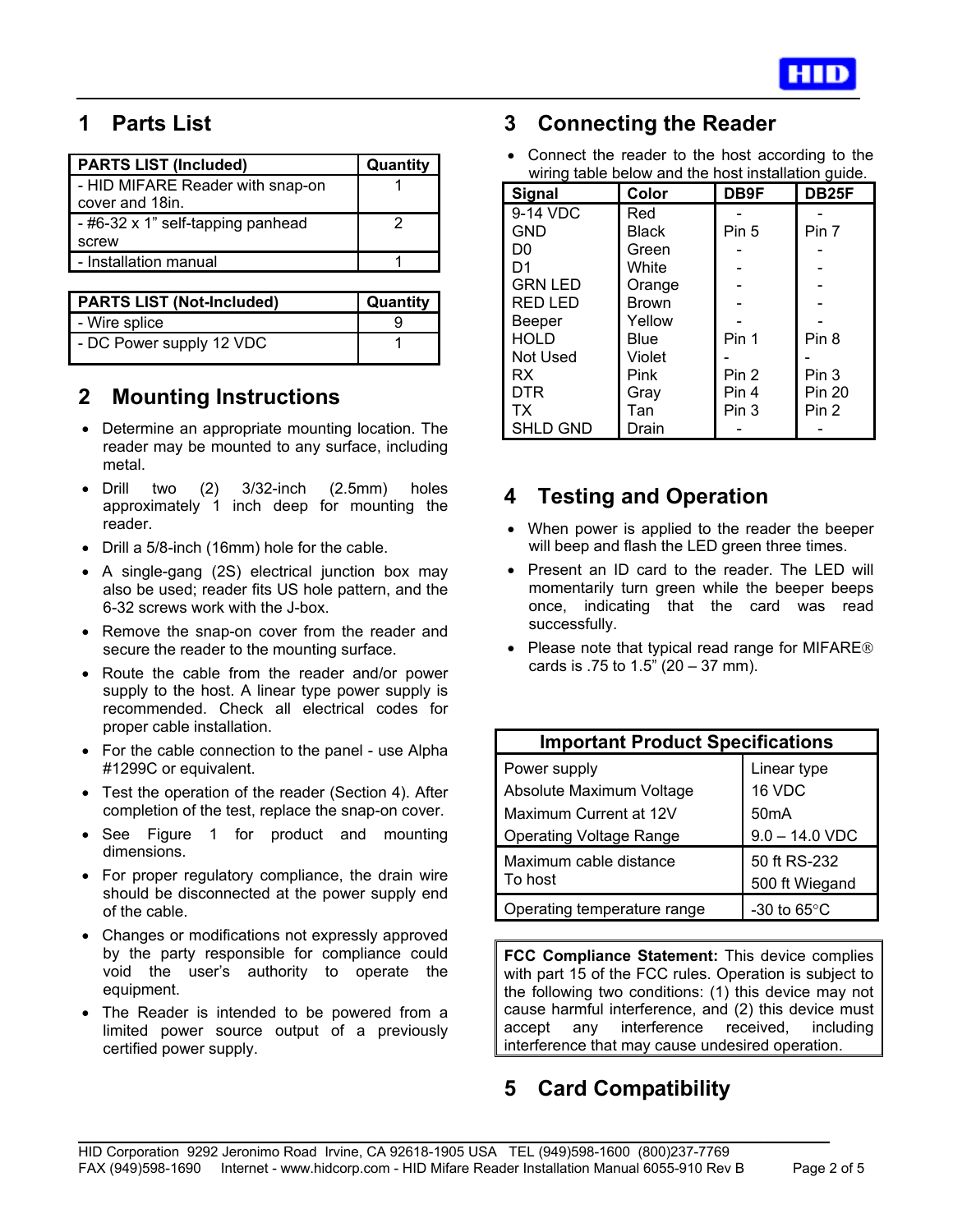## 1 Parts List

| PARTS LIST (Included) | Quantity |
|---|---|
| - HID MIFARE Reader with snap-on cover and 18in. | 1 |
| - #6-32 x 1" self-tapping panhead screw | 2 |
| - Installation manual | 1 |

| PARTS LIST (Not-Included) | Quantity |
|---|---|
| - Wire splice | 9 |
| - DC Power supply 12 VDC | 1 |

## 2 Mounting Instructions

- Determine an appropriate mounting location. The reader may be mounted to any surface, including metal.
- Drill two (2) 3/32-inch (2.5mm) holes approximately 1 inch deep for mounting the reader.
- Drill a 5/8-inch (16mm) hole for the cable.
- A single-gang (2S) electrical junction box may also be used; reader fits US hole pattern, and the 6-32 screws work with the J-box.
- Remove the snap-on cover from the reader and secure the reader to the mounting surface.
- Route the cable from the reader and/or power supply to the host. A linear type power supply is recommended. Check all electrical codes for proper cable installation.
- For the cable connection to the panel - use Alpha #1299C or equivalent.
- Test the operation of the reader (Section 4). After completion of the test, replace the snap-on cover.
- See Figure 1 for product and mounting dimensions.
- For proper regulatory compliance, the drain wire should be disconnected at the power supply end of the cable.
- Changes or modifications not expressly approved by the party responsible for compliance could void the user's authority to operate the equipment.
- The Reader is intended to be powered from a limited power source output of a previously certified power supply.

## 3 Connecting the Reader

- Connect the reader to the host according to the wiring table below and the host installation guide.

| Signal | Color | DB9F | DB25F |
|---|---|---|---|
| 9-14 VDC | Red | - | - |
| GND | Black | Pin 5 | Pin 7 |
| D0 | Green | - | - |
| D1 | White | - | - |
| GRN LED | Orange | - | - |
| RED LED | Brown | - | - |
| Beeper | Yellow | - | - |
| HOLD | Blue | Pin 1 | Pin 8 |
| Not Used | Violet | - | - |
| RX | Pink | Pin 2 | Pin 3 |
| DTR | Gray | Pin 4 | Pin 20 |
| TX | Tan | Pin 3 | Pin 2 |
| SHLD GND | Drain | - | - |

## 4 Testing and Operation

- When power is applied to the reader the beeper will beep and flash the LED green three times.
- Present an ID card to the reader. The LED will momentarily turn green while the beeper beeps once, indicating that the card was read successfully.
- Please note that typical read range for MIFARE® cards is .75 to 1.5" (20 – 37 mm).

| Important Product Specifications | |
|---|---|
| Power supply | Linear type |
| Absolute Maximum Voltage | 16 VDC |
| Maximum Current at 12V | 50mA |
| Operating Voltage Range | 9.0 – 14.0 VDC |
| Maximum cable distance To host | 50 ft RS-232<br>500 ft Wiegand |
| Operating temperature range | -30 to 65°C |

**FCC Compliance Statement:** This device complies with part 15 of the FCC rules. Operation is subject to the following two conditions: (1) this device may not cause harmful interference, and (2) this device must accept any interference received, including interference that may cause undesired operation.

## 5 Card Compatibility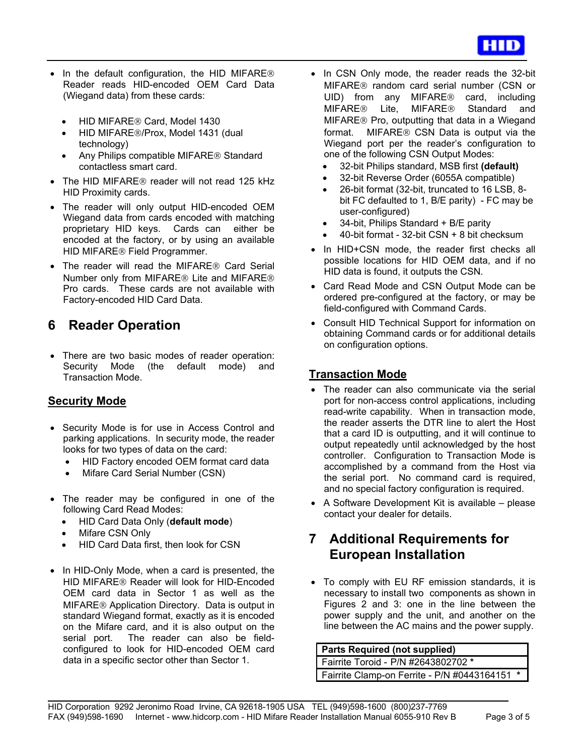- In the default configuration, the HID MIFARE® Reader reads HID-encoded OEM Card Data (Wiegand data) from these cards:
  - HID MIFARE® Card, Model 1430
  - HID MIFARE®/Prox, Model 1431 (dual technology)
  - Any Philips compatible MIFARE® Standard contactless smart card.
- The HID MIFARE® reader will not read 125 kHz HID Proximity cards.
- The reader will only output HID-encoded OEM Wiegand data from cards encoded with matching proprietary HID keys. Cards can either be encoded at the factory, or by using an available HID MIFARE® Field Programmer.
- The reader will read the MIFARE® Card Serial Number only from MIFARE® Lite and MIFARE® Pro cards. These cards are not available with Factory-encoded HID Card Data.

# 6 Reader Operation

- There are two basic modes of reader operation: Security Mode (the default mode) and Transaction Mode.

## Security Mode

- Security Mode is for use in Access Control and parking applications. In security mode, the reader looks for two types of data on the card:
  - HID Factory encoded OEM format card data
  - Mifare Card Serial Number (CSN)
- The reader may be configured in one of the following Card Read Modes:
  - HID Card Data Only (**default mode**)
  - Mifare CSN Only
  - HID Card Data first, then look for CSN
- In HID-Only Mode, when a card is presented, the HID MIFARE® Reader will look for HID-Encoded OEM card data in Sector 1 as well as the MIFARE® Application Directory. Data is output in standard Wiegand format, exactly as it is encoded on the Mifare card, and it is also output on the serial port. The reader can also be field-configured to look for HID-encoded OEM card data in a specific sector other than Sector 1.
- In CSN Only mode, the reader reads the 32-bit MIFARE® random card serial number (CSN or UID) from any MIFARE® card, including MIFARE® Lite, MIFARE® Standard and MIFARE® Pro, outputting that data in a Wiegand format. MIFARE® CSN Data is output via the Wiegand port per the reader's configuration to one of the following CSN Output Modes:
  - 32-bit Philips standard, MSB first **(default)**
  - 32-bit Reverse Order (6055A compatible)
  - 26-bit format (32-bit, truncated to 16 LSB, 8-bit FC defaulted to 1, B/E parity) - FC may be user-configured)
  - 34-bit, Philips Standard + B/E parity
  - 40-bit format - 32-bit CSN + 8 bit checksum
- In HID+CSN mode, the reader first checks all possible locations for HID OEM data, and if no HID data is found, it outputs the CSN.
- Card Read Mode and CSN Output Mode can be ordered pre-configured at the factory, or may be field-configured with Command Cards.
- Consult HID Technical Support for information on obtaining Command cards or for additional details on configuration options.

## Transaction Mode

- The reader can also communicate via the serial port for non-access control applications, including read-write capability. When in transaction mode, the reader asserts the DTR line to alert the Host that a card ID is outputting, and it will continue to output repeatedly until acknowledged by the host controller. Configuration to Transaction Mode is accomplished by a command from the Host via the serial port. No command card is required, and no special factory configuration is required.
- A Software Development Kit is available – please contact your dealer for details.

# 7 Additional Requirements for European Installation

- To comply with EU RF emission standards, it is necessary to install two components as shown in Figures 2 and 3: one in the line between the power supply and the unit, and another on the line between the AC mains and the power supply.

| Parts Required (not supplied) |
|---|
| Fairrite Toroid - P/N #2643802702 * |
| Fairrite Clamp-on Ferrite - P/N #0443164151 * |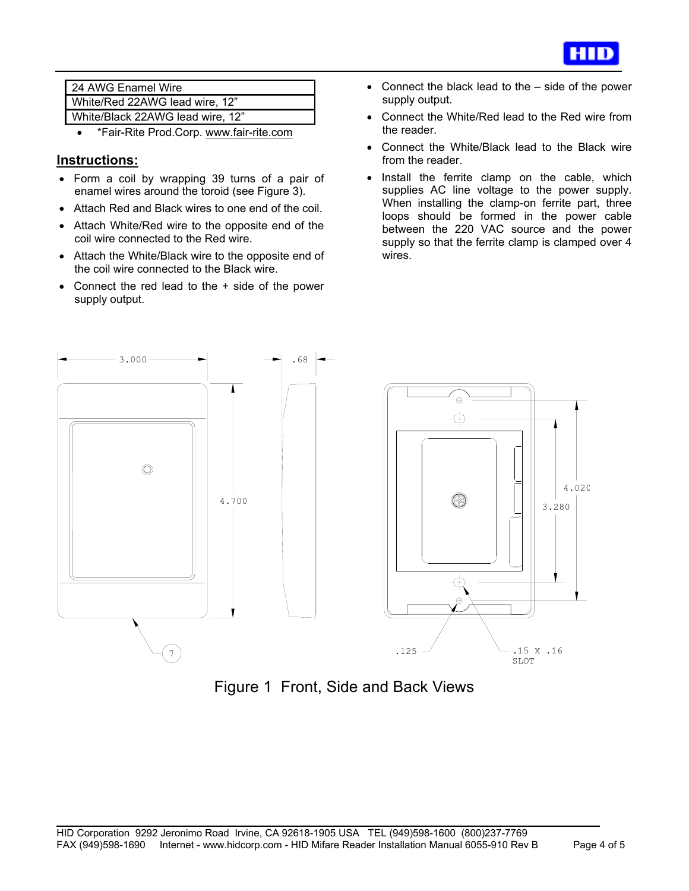| 24 AWG Enamel Wire |
| --- |
| White/Red 22AWG lead wire, 12” |
| White/Black 22AWG lead wire, 12” |

- *Fair-Rite Prod.Corp. www.fair-rite.com

## Instructions:

- Form a coil by wrapping 39 turns of a pair of enamel wires around the toroid (see Figure 3).
- Attach Red and Black wires to one end of the coil.
- Attach White/Red wire to the opposite end of the coil wire connected to the Red wire.
- Attach the White/Black wire to the opposite end of the coil wire connected to the Black wire.
- Connect the red lead to the + side of the power supply output.
- Connect the black lead to the – side of the power supply output.
- Connect the White/Red lead to the Red wire from the reader.
- Connect the White/Black lead to the Black wire from the reader.
- Install the ferrite clamp on the cable, which supplies AC line voltage to the power supply. When installing the clamp-on ferrite part, three loops should be formed in the power cable between the 220 VAC source and the power supply so that the ferrite clamp is clamped over 4 wires.

3.000 .68 4.700 7 4.020 3.280 .125 .15 X .16 SLOT

Figure 1 Front, Side and Back Views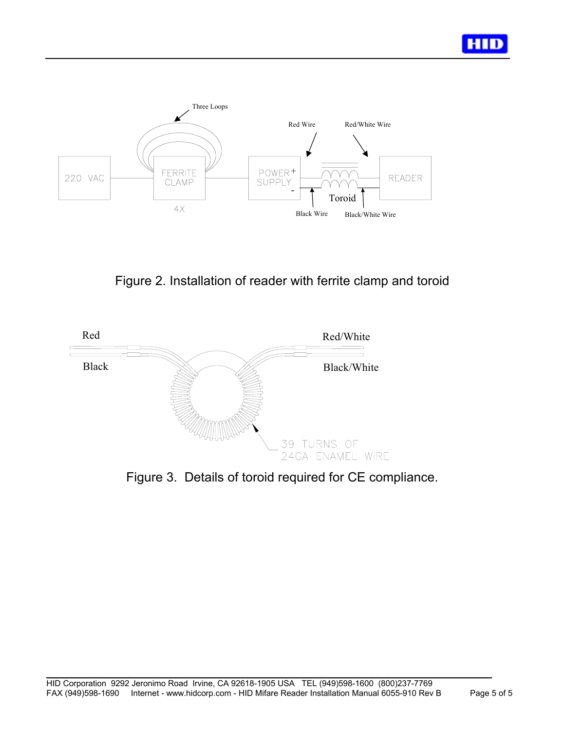Three Loops

Red Wire

Red/White Wire

220 VAC

FERRITE CLAMP

4X

POWER SUPPLY

+

-

Toroid

READER

Black Wire

Black/White Wire

Figure 2. Installation of reader with ferrite clamp and toroid

Red

Black

Red/White

Black/White

39 TURNS OF
24GA ENAMEL WIRE

Figure 3. Details of toroid required for CE compliance.